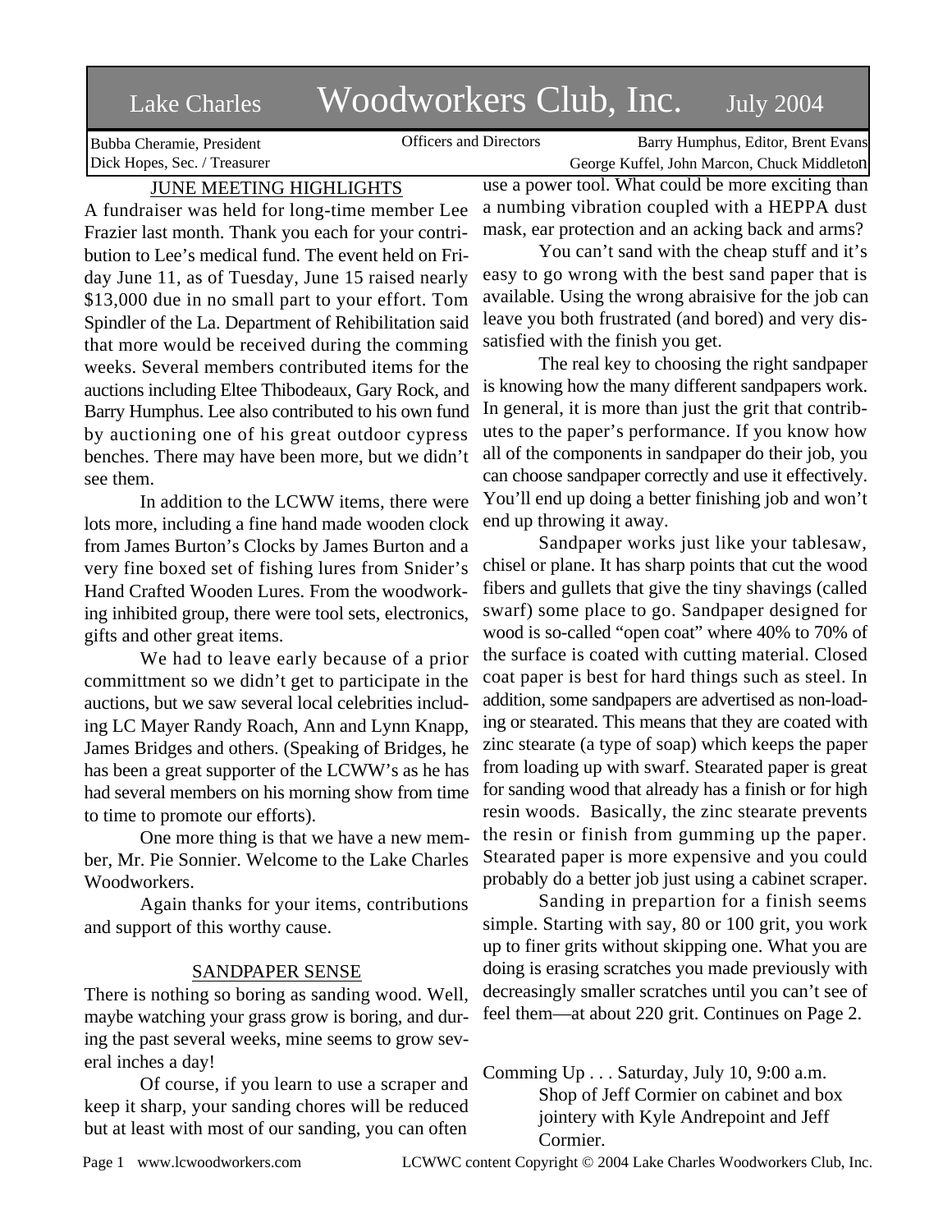# Lake Charles Woodworkers Club, Inc. July 2004

Bubba Cheramie, President
Dick Hopes, Sec. / Treasurer

Officers and Directors

Barry Humphus, Editor, Brent Evans
George Kuffel, John Marcon, Chuck Middleton

## JUNE MEETING HIGHLIGHTS

A fundraiser was held for long-time member Lee Frazier last month. Thank you each for your contribution to Lee's medical fund. The event held on Friday June 11, as of Tuesday, June 15 raised nearly $13,000 due in no small part to your effort. Tom Spindler of the La. Department of Rehibilitation said that more would be received during the comming weeks. Several members contributed items for the auctions including Eltee Thibodeaux, Gary Rock, and Barry Humphus. Lee also contributed to his own fund by auctioning one of his great outdoor cypress benches. There may have been more, but we didn't see them.

In addition to the LCWW items, there were lots more, including a fine hand made wooden clock from James Burton's Clocks by James Burton and a very fine boxed set of fishing lures from Snider's Hand Crafted Wooden Lures. From the woodworking inhibited group, there were tool sets, electronics, gifts and other great items.

We had to leave early because of a prior committment so we didn't get to participate in the auctions, but we saw several local celebrities including LC Mayer Randy Roach, Ann and Lynn Knapp, James Bridges and others. (Speaking of Bridges, he has been a great supporter of the LCWW's as he has had several members on his morning show from time to time to promote our efforts).

One more thing is that we have a new member, Mr. Pie Sonnier. Welcome to the Lake Charles Woodworkers.

Again thanks for your items, contributions and support of this worthy cause.

## SANDPAPER SENSE

There is nothing so boring as sanding wood. Well, maybe watching your grass grow is boring, and during the past several weeks, mine seems to grow several inches a day!

Of course, if you learn to use a scraper and keep it sharp, your sanding chores will be reduced but at least with most of our sanding, you can often use a power tool. What could be more exciting than a numbing vibration coupled with a HEPPA dust mask, ear protection and an acking back and arms?

You can't sand with the cheap stuff and it's easy to go wrong with the best sand paper that is available. Using the wrong abraisive for the job can leave you both frustrated (and bored) and very dissatisfied with the finish you get.

The real key to choosing the right sandpaper is knowing how the many different sandpapers work. In general, it is more than just the grit that contributes to the paper's performance. If you know how all of the components in sandpaper do their job, you can choose sandpaper correctly and use it effectively. You'll end up doing a better finishing job and won't end up throwing it away.

Sandpaper works just like your tablesaw, chisel or plane. It has sharp points that cut the wood fibers and gullets that give the tiny shavings (called swarf) some place to go. Sandpaper designed for wood is so-called "open coat" where 40% to 70% of the surface is coated with cutting material. Closed coat paper is best for hard things such as steel. In addition, some sandpapers are advertised as non-loading or stearated. This means that they are coated with zinc stearate (a type of soap) which keeps the paper from loading up with swarf. Stearated paper is great for sanding wood that already has a finish or for high resin woods. Basically, the zinc stearate prevents the resin or finish from gumming up the paper. Stearated paper is more expensive and you could probably do a better job just using a cabinet scraper.

Sanding in prepartion for a finish seems simple. Starting with say, 80 or 100 grit, you work up to finer grits without skipping one. What you are doing is erasing scratches you made previously with decreasingly smaller scratches until you can't see of feel them—at about 220 grit. Continues on Page 2.

Comming Up . . . Saturday, July 10, 9:00 a.m.
Shop of Jeff Cormier on cabinet and box jointery with Kyle Andrepoint and Jeff Cormier.

www.lcwoodworkers.com LCWWC content Copyright © 2004 Lake Charles Woodworkers Club, Inc.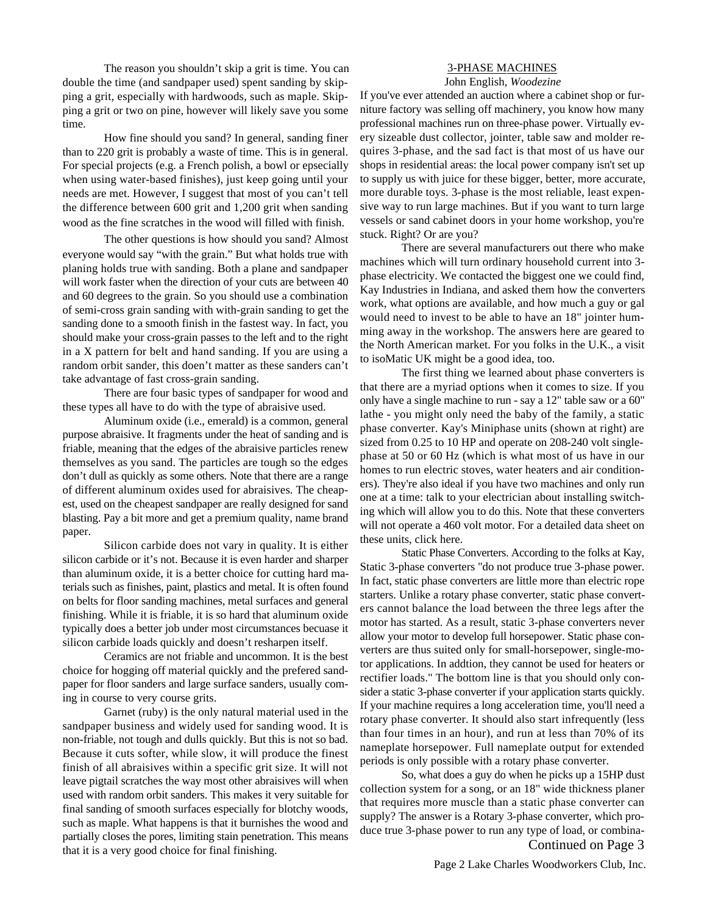The reason you shouldn't skip a grit is time. You can double the time (and sandpaper used) spent sanding by skipping a grit, especially with hardwoods, such as maple. Skipping a grit or two on pine, however will likely save you some time.

How fine should you sand? In general, sanding finer than to 220 grit is probably a waste of time. This is in general. For special projects (e.g. a French polish, a bowl or epsecially when using water-based finishes), just keep going until your needs are met. However, I suggest that most of you can't tell the difference between 600 grit and 1,200 grit when sanding wood as the fine scratches in the wood will filled with finish.

The other questions is how should you sand? Almost everyone would say "with the grain." But what holds true with planing holds true with sanding. Both a plane and sandpaper will work faster when the direction of your cuts are between 40 and 60 degrees to the grain. So you should use a combination of semi-cross grain sanding with with-grain sanding to get the sanding done to a smooth finish in the fastest way. In fact, you should make your cross-grain passes to the left and to the right in a X pattern for belt and hand sanding. If you are using a random orbit sander, this doen't matter as these sanders can't take advantage of fast cross-grain sanding.

There are four basic types of sandpaper for wood and these types all have to do with the type of abraisive used.

Aluminum oxide (i.e., emerald) is a common, general purpose abraisive. It fragments under the heat of sanding and is friable, meaning that the edges of the abraisive particles renew themselves as you sand. The particles are tough so the edges don't dull as quickly as some others. Note that there are a range of different aluminum oxides used for abraisives. The cheapest, used on the cheapest sandpaper are really designed for sand blasting. Pay a bit more and get a premium quality, name brand paper.

Silicon carbide does not vary in quality. It is either silicon carbide or it's not. Because it is even harder and sharper than aluminum oxide, it is a better choice for cutting hard materials such as finishes, paint, plastics and metal. It is often found on belts for floor sanding machines, metal surfaces and general finishing. While it is friable, it is so hard that aluminum oxide typically does a better job under most circumstances becuase it silicon carbide loads quickly and doesn't resharpen itself.

Ceramics are not friable and uncommon. It is the best choice for hogging off material quickly and the prefered sandpaper for floor sanders and large surface sanders, usually coming in course to very course grits.

Garnet (ruby) is the only natural material used in the sandpaper business and widely used for sanding wood. It is non-friable, not tough and dulls quickly. But this is not so bad. Because it cuts softer, while slow, it will produce the finest finish of all abraisives within a specific grit size. It will not leave pigtail scratches the way most other abraisives will when used with random orbit sanders. This makes it very suitable for final sanding of smooth surfaces especially for blotchy woods, such as maple. What happens is that it burnishes the wood and partially closes the pores, limiting stain penetration. This means that it is a very good choice for final finishing.

## 3-PHASE MACHINES

John English, *Woodezine*

If you've ever attended an auction where a cabinet shop or furniture factory was selling off machinery, you know how many professional machines run on three-phase power. Virtually every sizeable dust collector, jointer, table saw and molder requires 3-phase, and the sad fact is that most of us have our shops in residential areas: the local power company isn't set up to supply us with juice for these bigger, better, more accurate, more durable toys. 3-phase is the most reliable, least expensive way to run large machines. But if you want to turn large vessels or sand cabinet doors in your home workshop, you're stuck. Right? Or are you?

There are several manufacturers out there who make machines which will turn ordinary household current into 3-phase electricity. We contacted the biggest one we could find, Kay Industries in Indiana, and asked them how the converters work, what options are available, and how much a guy or gal would need to invest to be able to have an 18" jointer humming away in the workshop. The answers here are geared to the North American market. For you folks in the U.K., a visit to isoMatic UK might be a good idea, too.

The first thing we learned about phase converters is that there are a myriad options when it comes to size. If you only have a single machine to run - say a 12" table saw or a 60" lathe - you might only need the baby of the family, a static phase converter. Kay's Miniphase units (shown at right) are sized from 0.25 to 10 HP and operate on 208-240 volt single-phase at 50 or 60 Hz (which is what most of us have in our homes to run electric stoves, water heaters and air conditioners). They're also ideal if you have two machines and only run one at a time: talk to your electrician about installing switching which will allow you to do this. Note that these converters will not operate a 460 volt motor. For a detailed data sheet on these units, click here.

Static Phase Converters. According to the folks at Kay, Static 3-phase converters "do not produce true 3-phase power. In fact, static phase converters are little more than electric rope starters. Unlike a rotary phase converter, static phase converters cannot balance the load between the three legs after the motor has started. As a result, static 3-phase converters never allow your motor to develop full horsepower. Static phase converters are thus suited only for small-horsepower, single-motor applications. In addtion, they cannot be used for heaters or rectifier loads." The bottom line is that you should only consider a static 3-phase converter if your application starts quickly. If your machine requires a long acceleration time, you'll need a rotary phase converter. It should also start infrequently (less than four times in an hour), and run at less than 70% of its nameplate horsepower. Full nameplate output for extended periods is only possible with a rotary phase converter.

So, what does a guy do when he picks up a 15HP dust collection system for a song, or an 18" wide thickness planer that requires more muscle than a static phase converter can supply? The answer is a Rotary 3-phase converter, which produce true 3-phase power to run any type of load, or combina-

Continued on Page 3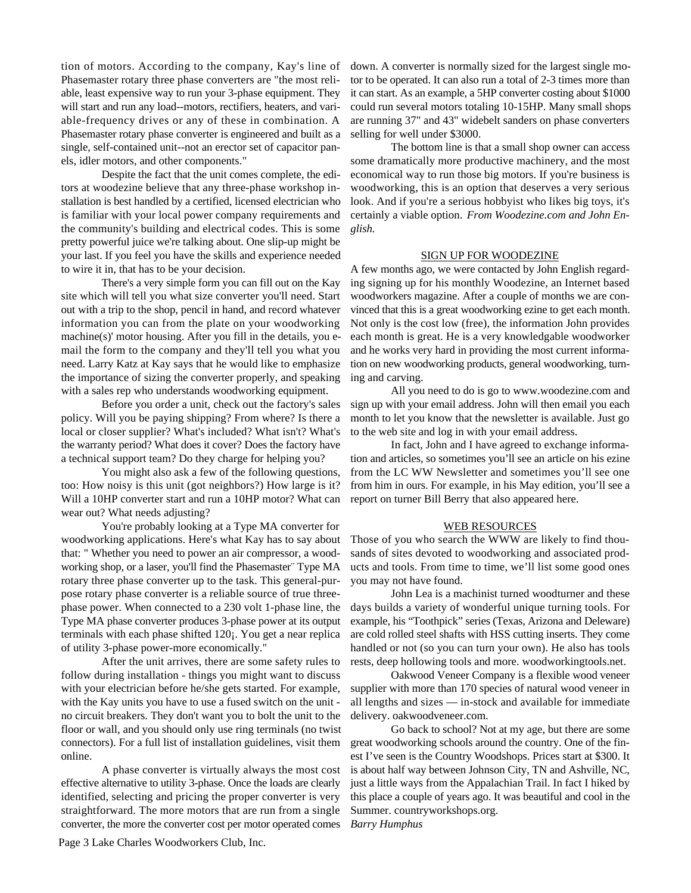tion of motors. According to the company, Kay's line of Phasemaster rotary three phase converters are "the most reliable, least expensive way to run your 3-phase equipment. They will start and run any load--motors, rectifiers, heaters, and variable-frequency drives or any of these in combination. A Phasemaster rotary phase converter is engineered and built as a single, self-contained unit--not an erector set of capacitor panels, idler motors, and other components."

Despite the fact that the unit comes complete, the editors at woodezine believe that any three-phase workshop installation is best handled by a certified, licensed electrician who is familiar with your local power company requirements and the community's building and electrical codes. This is some pretty powerful juice we're talking about. One slip-up might be your last. If you feel you have the skills and experience needed to wire it in, that has to be your decision.

There's a very simple form you can fill out on the Kay site which will tell you what size converter you'll need. Start out with a trip to the shop, pencil in hand, and record whatever information you can from the plate on your woodworking machine(s)' motor housing. After you fill in the details, you e-mail the form to the company and they'll tell you what you need. Larry Katz at Kay says that he would like to emphasize the importance of sizing the converter properly, and speaking with a sales rep who understands woodworking equipment.

Before you order a unit, check out the factory's sales policy. Will you be paying shipping? From where? Is there a local or closer supplier? What's included? What isn't? What's the warranty period? What does it cover? Does the factory have a technical support team? Do they charge for helping you?

You might also ask a few of the following questions, too: How noisy is this unit (got neighbors?) How large is it? Will a 10HP converter start and run a 10HP motor? What can wear out? What needs adjusting?

You're probably looking at a Type MA converter for woodworking applications. Here's what Kay has to say about that: " Whether you need to power an air compressor, a woodworking shop, or a laser, you'll find the Phasemaster¨ Type MA rotary three phase converter up to the task. This general-purpose rotary phase converter is a reliable source of true three-phase power. When connected to a 230 volt 1-phase line, the Type MA phase converter produces 3-phase power at its output terminals with each phase shifted 120¡. You get a near replica of utility 3-phase power-more economically."

After the unit arrives, there are some safety rules to follow during installation - things you might want to discuss with your electrician before he/she gets started. For example, with the Kay units you have to use a fused switch on the unit - no circuit breakers. They don't want you to bolt the unit to the floor or wall, and you should only use ring terminals (no twist connectors). For a full list of installation guidelines, visit them online.

A phase converter is virtually always the most cost effective alternative to utility 3-phase. Once the loads are clearly identified, selecting and pricing the proper converter is very straightforward. The more motors that are run from a single converter, the more the converter cost per motor operated comes down. A converter is normally sized for the largest single motor to be operated. It can also run a total of 2-3 times more than it can start. As an example, a 5HP converter costing about $1000 could run several motors totaling 10-15HP. Many small shops are running 37" and 43" widebelt sanders on phase converters selling for well under $3000.

The bottom line is that a small shop owner can access some dramatically more productive machinery, and the most economical way to run those big motors. If you're business is woodworking, this is an option that deserves a very serious look. And if you're a serious hobbyist who likes big toys, it's certainly a viable option. *From Woodezine.com and John English.*

## SIGN UP FOR WOODEZINE

A few months ago, we were contacted by John English regarding signing up for his monthly Woodezine, an Internet based woodworkers magazine. After a couple of months we are convinced that this is a great woodworking ezine to get each month. Not only is the cost low (free), the information John provides each month is great. He is a very knowledgable woodworker and he works very hard in providing the most current information on new woodworking products, general woodworking, turning and carving.

All you need to do is go to www.woodezine.com and sign up with your email address. John will then email you each month to let you know that the newsletter is available. Just go to the web site and log in with your email address.

In fact, John and I have agreed to exchange information and articles, so sometimes you'll see an article on his ezine from the LC WW Newsletter and sometimes you'll see one from him in ours. For example, in his May edition, you'll see a report on turner Bill Berry that also appeared here.

## WEB RESOURCES

Those of you who search the WWW are likely to find thousands of sites devoted to woodworking and associated products and tools. From time to time, we'll list some good ones you may not have found.

John Lea is a machinist turned woodturner and these days builds a variety of wonderful unique turning tools. For example, his "Toothpick" series (Texas, Arizona and Deleware) are cold rolled steel shafts with HSS cutting inserts. They come handled or not (so you can turn your own). He also has tools rests, deep hollowing tools and more. woodworkingtools.net.

Oakwood Veneer Company is a flexible wood veneer supplier with more than 170 species of natural wood veneer in all lengths and sizes — in-stock and available for immediate delivery. oakwoodveneer.com.

Go back to school? Not at my age, but there are some great woodworking schools around the country. One of the finest I've seen is the Country Woodshops. Prices start at $300. It is about half way between Johnson City, TN and Ashville, NC, just a little ways from the Appalachian Trail. In fact I hiked by this place a couple of years ago. It was beautiful and cool in the Summer. countryworkshops.org.

*Barry Humphus*